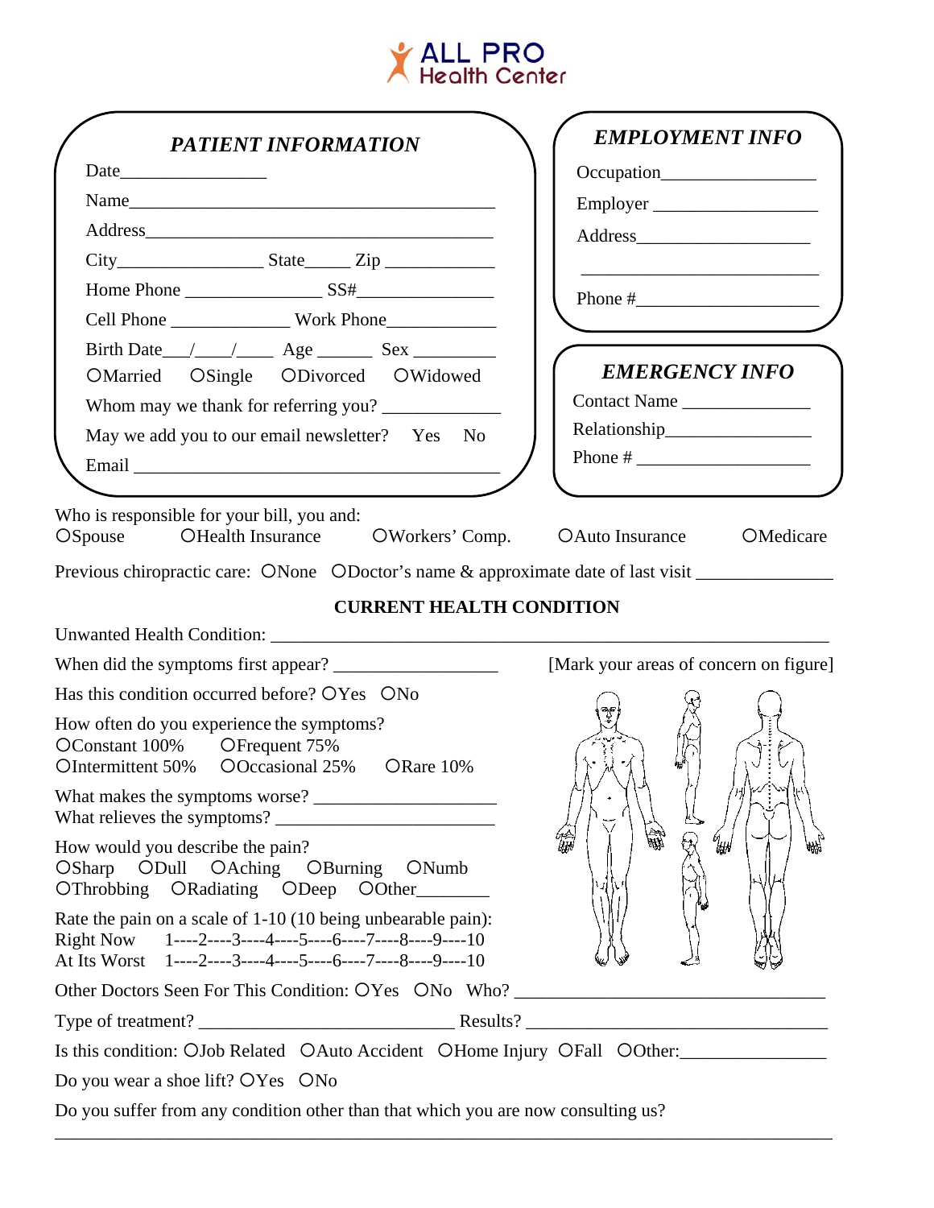# ALL PRO Health Center

## *PATIENT INFORMATION*

Date_______________

Name________________________________________

Address______________________________________

City_______________ State_____ Zip ___________

Home Phone ______________ SS#_____________

Cell Phone _____________ Work Phone___________

Birth Date___/___/____ Age ______ Sex _________

O Married  O Single  O Divorced  O Widowed

Whom may we thank for referring you? ____________

May we add you to our email newsletter?  Yes  No

Email ________________________________________

## *EMPLOYMENT INFO*

Occupation_________________

Employer _________________

Address__________________

_________________________

Phone #___________________

## *EMERGENCY INFO*

Contact Name ______________

Relationship_______________

Phone # __________________

Who is responsible for your bill, you and:
O Spouse  O Health Insurance  O Workers' Comp.  O Auto Insurance  O Medicare

Previous chiropractic care: O None  O Doctor's name & approximate date of last visit ______________

## CURRENT HEALTH CONDITION

Unwanted Health Condition: ____________________________________________________________

When did the symptoms first appear? _________________

[Mark your areas of concern on figure]

Has this condition occurred before? O Yes  O No

How often do you experience the symptoms?
O Constant 100%  O Frequent 75%
O Intermittent 50%  O Occasional 25%  O Rare 10%

What makes the symptoms worse? ___________________
What relieves the symptoms? _______________________

How would you describe the pain?
O Sharp  O Dull  O Aching  O Burning  O Numb
O Throbbing  O Radiating  O Deep  O Other________

Rate the pain on a scale of 1-10 (10 being unbearable pain):
Right Now  1----2----3----4----5----6----7----8----9----10
At Its Worst  1----2----3----4----5----6----7----8----9----10

Other Doctors Seen For This Condition: O Yes  O No  Who? _______________________________

Type of treatment? ___________________________ Results? _______________________________

Is this condition: O Job Related  O Auto Accident  O Home Injury  O Fall  O Other:_______________

Do you wear a shoe lift? O Yes  O No

Do you suffer from any condition other than that which you are now consulting us?

_____________________________________________________________________________________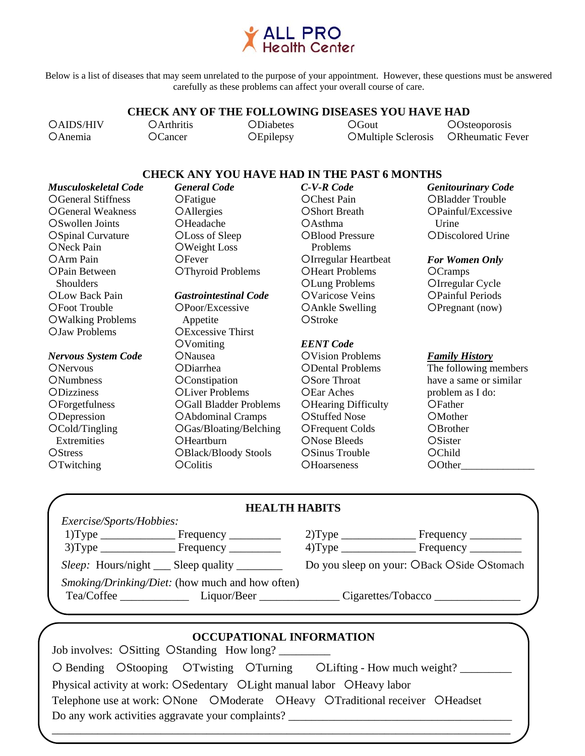# ALL PRO Health Center

Below is a list of diseases that may seem unrelated to the purpose of your appointment. However, these questions must be answered carefully as these problems can affect your overall course of care.

## CHECK ANY OF THE FOLLOWING DISEASES YOU HAVE HAD

| | | | | |
|---|---|---|---|---|
| ○AIDS/HIV | ○Arthritis | ○Diabetes | ○Gout | ○Osteoporosis |
| ○Anemia | ○Cancer | ○Epilepsy | ○Multiple Sclerosis | ○Rheumatic Fever |

## CHECK ANY YOU HAVE HAD IN THE PAST 6 MONTHS

***Musculoskeletal Code***
- ○General Stiffness
- ○General Weakness
- ○Swollen Joints
- ○Spinal Curvature
- ○Neck Pain
- ○Arm Pain
- ○Pain Between Shoulders
- ○Low Back Pain
- ○Foot Trouble
- ○Walking Problems
- ○Jaw Problems

***Nervous System Code***
- ○Nervous
- ○Numbness
- ○Dizziness
- ○Forgetfulness
- ○Depression
- ○Cold/Tingling Extremities
- ○Stress
- ○Twitching

***General Code***
- ○Fatigue
- ○Allergies
- ○Headache
- ○Loss of Sleep
- ○Weight Loss
- ○Fever
- ○Thyroid Problems

***Gastrointestinal Code***
- ○Poor/Excessive Appetite
- ○Excessive Thirst
- ○Vomiting
- ○Nausea
- ○Diarrhea
- ○Constipation
- ○Liver Problems
- ○Gall Bladder Problems
- ○Abdominal Cramps
- ○Gas/Bloating/Belching
- ○Heartburn
- ○Black/Bloody Stools
- ○Colitis

***C-V-R Code***
- ○Chest Pain
- ○Short Breath
- ○Asthma
- ○Blood Pressure Problems
- ○Irregular Heartbeat
- ○Heart Problems
- ○Lung Problems
- ○Varicose Veins
- ○Ankle Swelling
- ○Stroke

***EENT Code***
- ○Vision Problems
- ○Dental Problems
- ○Sore Throat
- ○Ear Aches
- ○Hearing Difficulty
- ○Stuffed Nose
- ○Frequent Colds
- ○Nose Bleeds
- ○Sinus Trouble
- ○Hoarseness

***Genitourinary Code***
- ○Bladder Trouble
- ○Painful/Excessive Urine
- ○Discolored Urine

***For Women Only***
- ○Cramps
- ○Irregular Cycle
- ○Painful Periods
- ○Pregnant (now)

***Family History***

The following members have a same or similar problem as I do:
- ○Father
- ○Mother
- ○Brother
- ○Sister
- ○Child
- ○Other_____________

## HEALTH HABITS

*Exercise/Sports/Hobbies:*

1)Type _____________ Frequency _________ 2)Type _____________ Frequency _________

3)Type _____________ Frequency _________ 4)Type _____________ Frequency _________

*Sleep:* Hours/night ___ Sleep quality ________ Do you sleep on your: ○Back ○Side ○Stomach

*Smoking/Drinking/Diet:* (how much and how often)

Tea/Coffee ____________ Liquor/Beer ______________ Cigarettes/Tobacco _______________

## OCCUPATIONAL INFORMATION

Job involves: ○Sitting ○Standing How long? _________

○ Bending ○Stooping ○Twisting ○Turning ○Lifting - How much weight? _________

Physical activity at work: ○Sedentary ○Light manual labor ○Heavy labor

Telephone use at work: ○None ○Moderate ○Heavy ○Traditional receiver ○Headset

Do any work activities aggravate your complaints? ________________________________________

__________________________________________________________________________________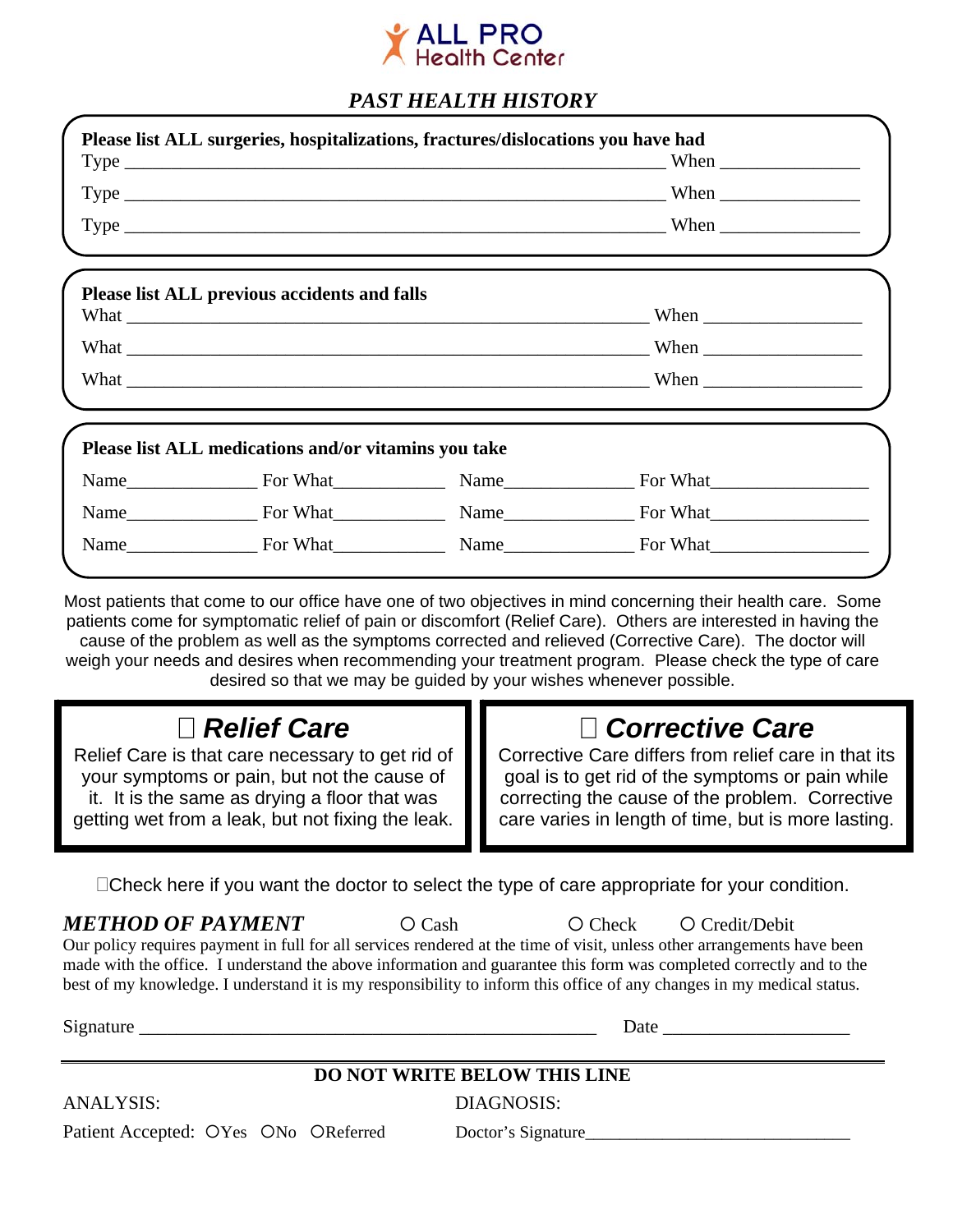ALL PRO Health Center

## *PAST HEALTH HISTORY*

**Please list ALL surgeries, hospitalizations, fractures/dislocations you have had**

Type ____________________________________________________________ When _______________

Type ____________________________________________________________ When _______________

Type ____________________________________________________________ When _______________

**Please list ALL previous accidents and falls**

What ____________________________________________________________ When _________________

What ____________________________________________________________ When _________________

What ____________________________________________________________ When _________________

**Please list ALL medications and/or vitamins you take**

Name______________ For What____________ Name______________ For What_________________

Name______________ For What____________ Name______________ For What_________________

Name______________ For What____________ Name______________ For What_________________

Most patients that come to our office have one of two objectives in mind concerning their health care. Some patients come for symptomatic relief of pain or discomfort (Relief Care). Others are interested in having the cause of the problem as well as the symptoms corrected and relieved (Corrective Care). The doctor will weigh your needs and desires when recommending your treatment program. Please check the type of care desired so that we may be guided by your wishes whenever possible.

☐ ***Relief Care***

Relief Care is that care necessary to get rid of your symptoms or pain, but not the cause of it. It is the same as drying a floor that was getting wet from a leak, but not fixing the leak.

☐ ***Corrective Care***

Corrective Care differs from relief care in that its goal is to get rid of the symptoms or pain while correcting the cause of the problem. Corrective care varies in length of time, but is more lasting.

☐Check here if you want the doctor to select the type of care appropriate for your condition.

***METHOD OF PAYMENT*** ○ Cash ○ Check ○ Credit/Debit

Our policy requires payment in full for all services rendered at the time of visit, unless other arrangements have been made with the office. I understand the above information and guarantee this form was completed correctly and to the best of my knowledge. I understand it is my responsibility to inform this office of any changes in my medical status.

Signature ____________________________________________________ Date ____________________

---

**DO NOT WRITE BELOW THIS LINE**

ANALYSIS: DIAGNOSIS:

Patient Accepted: ○Yes ○No ○Referred Doctor's Signature______________________________